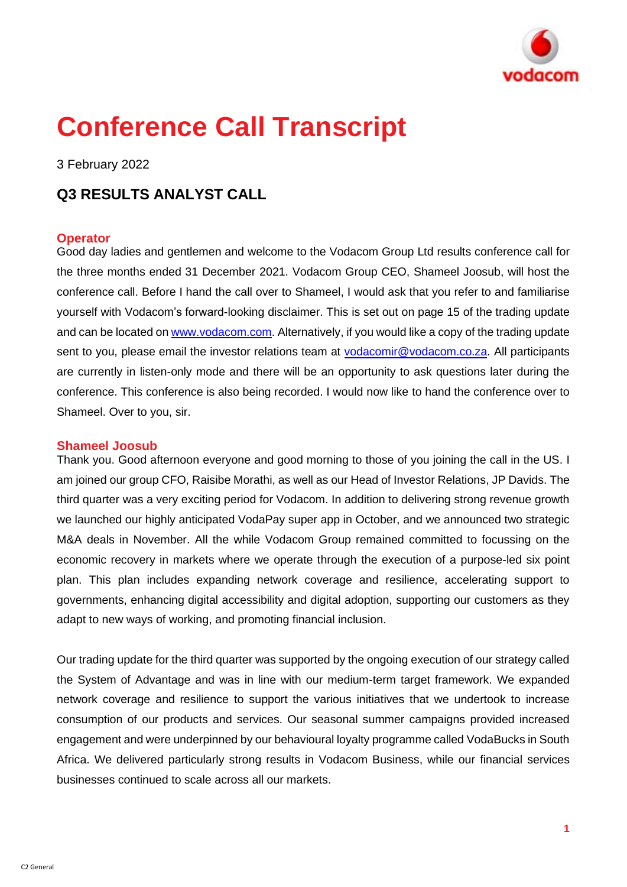# Conference Call Transcript

3 February 2022

## Q3 RESULTS ANALYST CALL

### Operator

Good day ladies and gentlemen and welcome to the Vodacom Group Ltd results conference call for the three months ended 31 December 2021. Vodacom Group CEO, Shameel Joosub, will host the conference call. Before I hand the call over to Shameel, I would ask that you refer to and familiarise yourself with Vodacom's forward-looking disclaimer. This is set out on page 15 of the trading update and can be located on www.vodacom.com. Alternatively, if you would like a copy of the trading update sent to you, please email the investor relations team at vodacomir@vodacom.co.za. All participants are currently in listen-only mode and there will be an opportunity to ask questions later during the conference. This conference is also being recorded. I would now like to hand the conference over to Shameel. Over to you, sir.

### Shameel Joosub

Thank you. Good afternoon everyone and good morning to those of you joining the call in the US. I am joined our group CFO, Raisibe Morathi, as well as our Head of Investor Relations, JP Davids. The third quarter was a very exciting period for Vodacom. In addition to delivering strong revenue growth we launched our highly anticipated VodaPay super app in October, and we announced two strategic M&A deals in November. All the while Vodacom Group remained committed to focussing on the economic recovery in markets where we operate through the execution of a purpose-led six point plan. This plan includes expanding network coverage and resilience, accelerating support to governments, enhancing digital accessibility and digital adoption, supporting our customers as they adapt to new ways of working, and promoting financial inclusion.

Our trading update for the third quarter was supported by the ongoing execution of our strategy called the System of Advantage and was in line with our medium-term target framework. We expanded network coverage and resilience to support the various initiatives that we undertook to increase consumption of our products and services. Our seasonal summer campaigns provided increased engagement and were underpinned by our behavioural loyalty programme called VodaBucks in South Africa. We delivered particularly strong results in Vodacom Business, while our financial services businesses continued to scale across all our markets.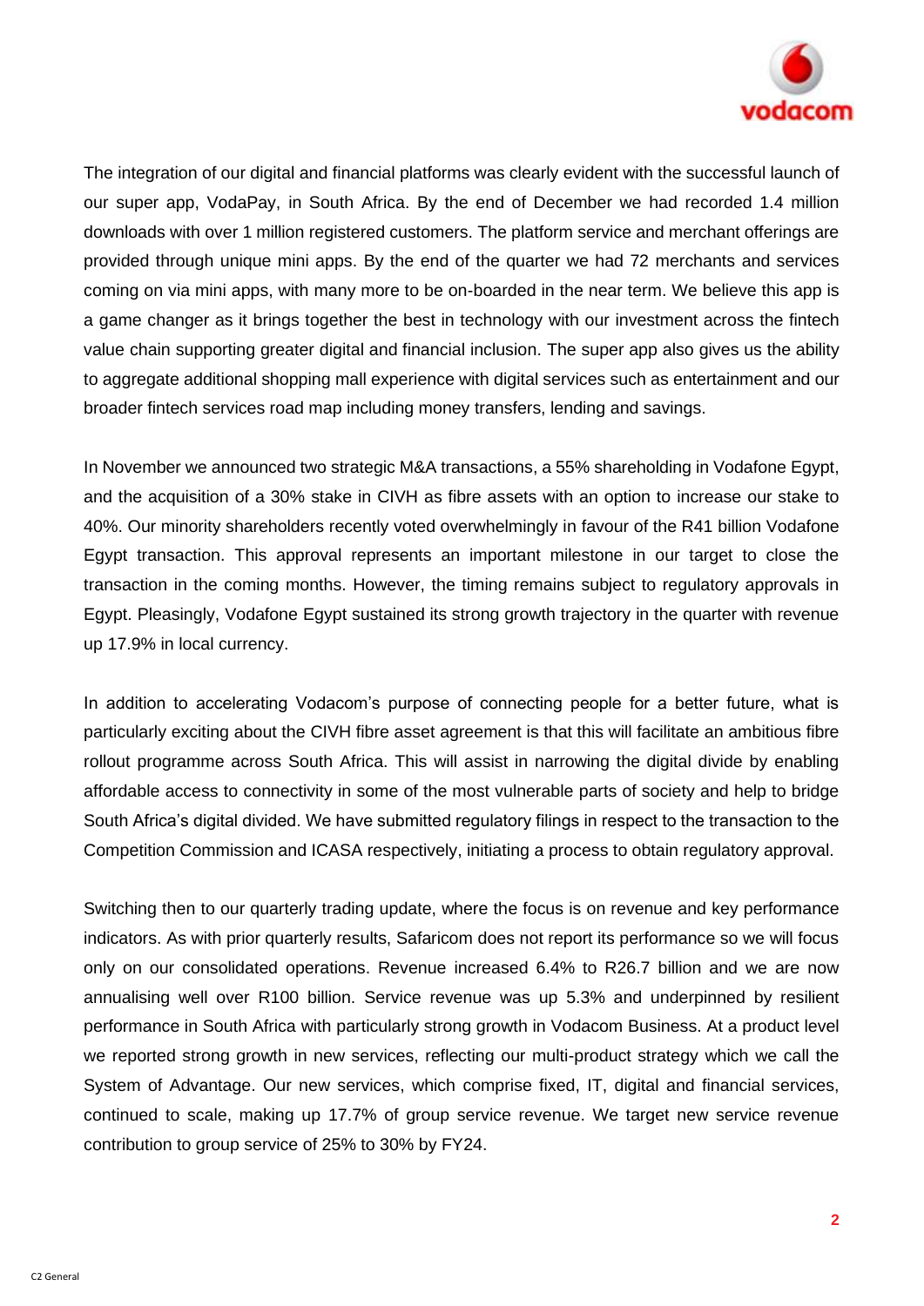The integration of our digital and financial platforms was clearly evident with the successful launch of our super app, VodaPay, in South Africa. By the end of December we had recorded 1.4 million downloads with over 1 million registered customers. The platform service and merchant offerings are provided through unique mini apps. By the end of the quarter we had 72 merchants and services coming on via mini apps, with many more to be on-boarded in the near term. We believe this app is a game changer as it brings together the best in technology with our investment across the fintech value chain supporting greater digital and financial inclusion. The super app also gives us the ability to aggregate additional shopping mall experience with digital services such as entertainment and our broader fintech services road map including money transfers, lending and savings.

In November we announced two strategic M&A transactions, a 55% shareholding in Vodafone Egypt, and the acquisition of a 30% stake in CIVH as fibre assets with an option to increase our stake to 40%. Our minority shareholders recently voted overwhelmingly in favour of the R41 billion Vodafone Egypt transaction. This approval represents an important milestone in our target to close the transaction in the coming months. However, the timing remains subject to regulatory approvals in Egypt. Pleasingly, Vodafone Egypt sustained its strong growth trajectory in the quarter with revenue up 17.9% in local currency.

In addition to accelerating Vodacom's purpose of connecting people for a better future, what is particularly exciting about the CIVH fibre asset agreement is that this will facilitate an ambitious fibre rollout programme across South Africa. This will assist in narrowing the digital divide by enabling affordable access to connectivity in some of the most vulnerable parts of society and help to bridge South Africa's digital divided. We have submitted regulatory filings in respect to the transaction to the Competition Commission and ICASA respectively, initiating a process to obtain regulatory approval.

Switching then to our quarterly trading update, where the focus is on revenue and key performance indicators. As with prior quarterly results, Safaricom does not report its performance so we will focus only on our consolidated operations. Revenue increased 6.4% to R26.7 billion and we are now annualising well over R100 billion. Service revenue was up 5.3% and underpinned by resilient performance in South Africa with particularly strong growth in Vodacom Business. At a product level we reported strong growth in new services, reflecting our multi-product strategy which we call the System of Advantage. Our new services, which comprise fixed, IT, digital and financial services, continued to scale, making up 17.7% of group service revenue. We target new service revenue contribution to group service of 25% to 30% by FY24.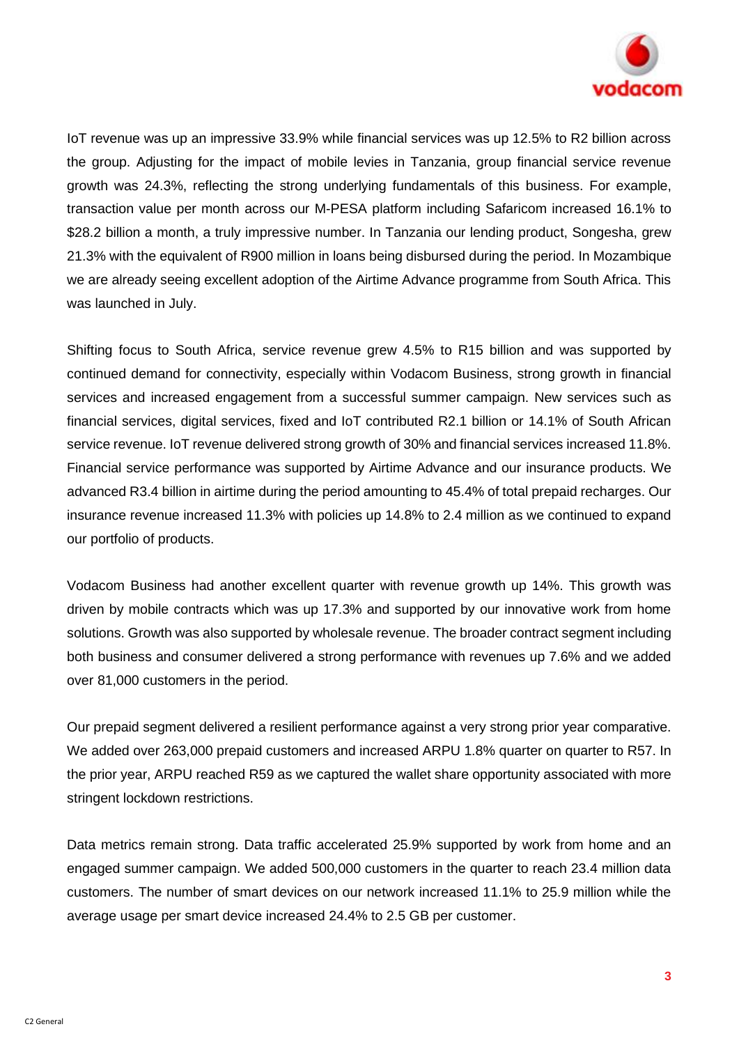IoT revenue was up an impressive 33.9% while financial services was up 12.5% to R2 billion across the group. Adjusting for the impact of mobile levies in Tanzania, group financial service revenue growth was 24.3%, reflecting the strong underlying fundamentals of this business. For example, transaction value per month across our M-PESA platform including Safaricom increased 16.1% to $28.2 billion a month, a truly impressive number. In Tanzania our lending product, Songesha, grew 21.3% with the equivalent of R900 million in loans being disbursed during the period. In Mozambique we are already seeing excellent adoption of the Airtime Advance programme from South Africa. This was launched in July.

Shifting focus to South Africa, service revenue grew 4.5% to R15 billion and was supported by continued demand for connectivity, especially within Vodacom Business, strong growth in financial services and increased engagement from a successful summer campaign. New services such as financial services, digital services, fixed and IoT contributed R2.1 billion or 14.1% of South African service revenue. IoT revenue delivered strong growth of 30% and financial services increased 11.8%. Financial service performance was supported by Airtime Advance and our insurance products. We advanced R3.4 billion in airtime during the period amounting to 45.4% of total prepaid recharges. Our insurance revenue increased 11.3% with policies up 14.8% to 2.4 million as we continued to expand our portfolio of products.

Vodacom Business had another excellent quarter with revenue growth up 14%. This growth was driven by mobile contracts which was up 17.3% and supported by our innovative work from home solutions. Growth was also supported by wholesale revenue. The broader contract segment including both business and consumer delivered a strong performance with revenues up 7.6% and we added over 81,000 customers in the period.

Our prepaid segment delivered a resilient performance against a very strong prior year comparative. We added over 263,000 prepaid customers and increased ARPU 1.8% quarter on quarter to R57. In the prior year, ARPU reached R59 as we captured the wallet share opportunity associated with more stringent lockdown restrictions.

Data metrics remain strong. Data traffic accelerated 25.9% supported by work from home and an engaged summer campaign. We added 500,000 customers in the quarter to reach 23.4 million data customers. The number of smart devices on our network increased 11.1% to 25.9 million while the average usage per smart device increased 24.4% to 2.5 GB per customer.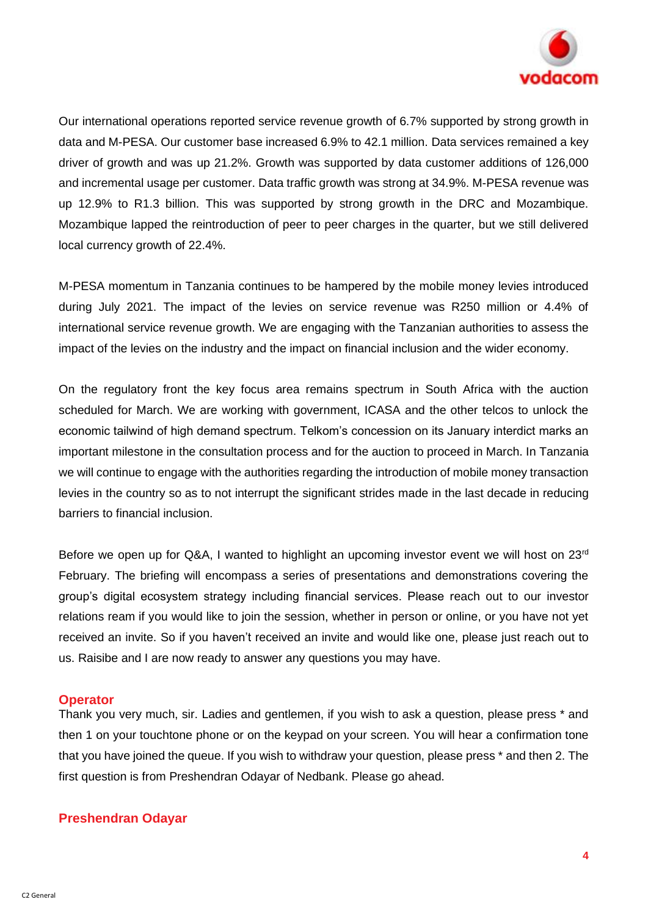Our international operations reported service revenue growth of 6.7% supported by strong growth in data and M-PESA. Our customer base increased 6.9% to 42.1 million. Data services remained a key driver of growth and was up 21.2%. Growth was supported by data customer additions of 126,000 and incremental usage per customer. Data traffic growth was strong at 34.9%. M-PESA revenue was up 12.9% to R1.3 billion. This was supported by strong growth in the DRC and Mozambique. Mozambique lapped the reintroduction of peer to peer charges in the quarter, but we still delivered local currency growth of 22.4%.

M-PESA momentum in Tanzania continues to be hampered by the mobile money levies introduced during July 2021. The impact of the levies on service revenue was R250 million or 4.4% of international service revenue growth. We are engaging with the Tanzanian authorities to assess the impact of the levies on the industry and the impact on financial inclusion and the wider economy.

On the regulatory front the key focus area remains spectrum in South Africa with the auction scheduled for March. We are working with government, ICASA and the other telcos to unlock the economic tailwind of high demand spectrum. Telkom's concession on its January interdict marks an important milestone in the consultation process and for the auction to proceed in March. In Tanzania we will continue to engage with the authorities regarding the introduction of mobile money transaction levies in the country so as to not interrupt the significant strides made in the last decade in reducing barriers to financial inclusion.

Before we open up for Q&A, I wanted to highlight an upcoming investor event we will host on 23rd February. The briefing will encompass a series of presentations and demonstrations covering the group's digital ecosystem strategy including financial services. Please reach out to our investor relations ream if you would like to join the session, whether in person or online, or you have not yet received an invite. So if you haven't received an invite and would like one, please just reach out to us. Raisibe and I are now ready to answer any questions you may have.

**Operator**

Thank you very much, sir. Ladies and gentlemen, if you wish to ask a question, please press * and then 1 on your touchtone phone or on the keypad on your screen. You will hear a confirmation tone that you have joined the queue. If you wish to withdraw your question, please press * and then 2. The first question is from Preshendran Odayar of Nedbank. Please go ahead.

**Preshendran Odayar**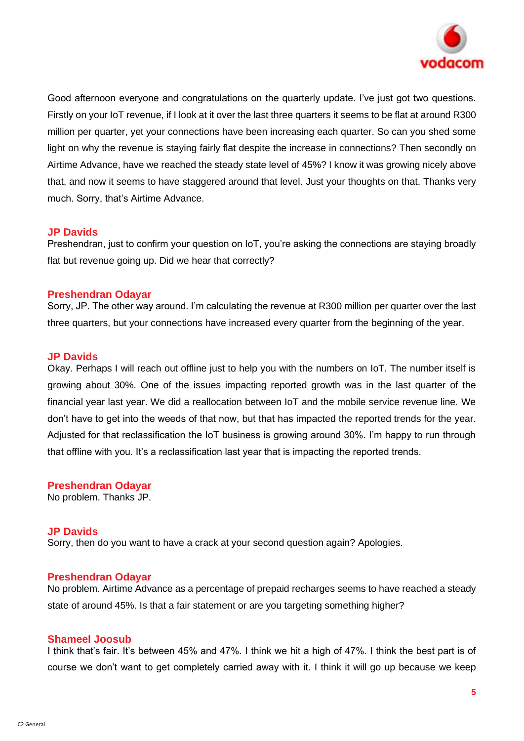Good afternoon everyone and congratulations on the quarterly update. I've just got two questions. Firstly on your IoT revenue, if I look at it over the last three quarters it seems to be flat at around R300 million per quarter, yet your connections have been increasing each quarter. So can you shed some light on why the revenue is staying fairly flat despite the increase in connections? Then secondly on Airtime Advance, have we reached the steady state level of 45%? I know it was growing nicely above that, and now it seems to have staggered around that level. Just your thoughts on that. Thanks very much. Sorry, that's Airtime Advance.

**JP Davids**
Preshendran, just to confirm your question on IoT, you're asking the connections are staying broadly flat but revenue going up. Did we hear that correctly?

**Preshendran Odayar**
Sorry, JP. The other way around. I'm calculating the revenue at R300 million per quarter over the last three quarters, but your connections have increased every quarter from the beginning of the year.

**JP Davids**
Okay. Perhaps I will reach out offline just to help you with the numbers on IoT. The number itself is growing about 30%. One of the issues impacting reported growth was in the last quarter of the financial year last year. We did a reallocation between IoT and the mobile service revenue line. We don't have to get into the weeds of that now, but that has impacted the reported trends for the year. Adjusted for that reclassification the IoT business is growing around 30%. I'm happy to run through that offline with you. It's a reclassification last year that is impacting the reported trends.

**Preshendran Odayar**
No problem. Thanks JP.

**JP Davids**
Sorry, then do you want to have a crack at your second question again? Apologies.

**Preshendran Odayar**
No problem. Airtime Advance as a percentage of prepaid recharges seems to have reached a steady state of around 45%. Is that a fair statement or are you targeting something higher?

**Shameel Joosub**
I think that's fair. It's between 45% and 47%. I think we hit a high of 47%. I think the best part is of course we don't want to get completely carried away with it. I think it will go up because we keep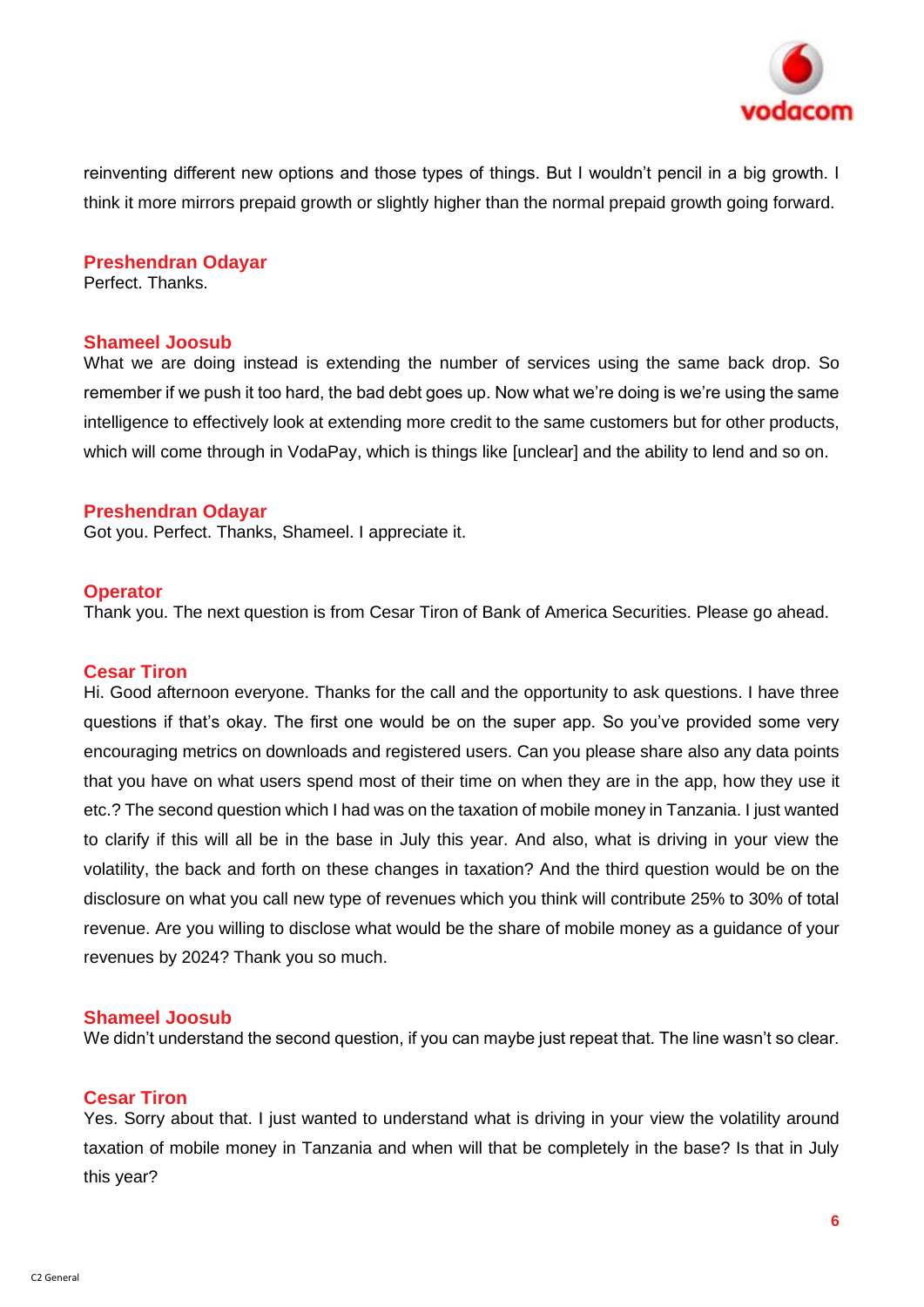reinventing different new options and those types of things. But I wouldn't pencil in a big growth. I think it more mirrors prepaid growth or slightly higher than the normal prepaid growth going forward.

**Preshendran Odayar**
Perfect. Thanks.

**Shameel Joosub**
What we are doing instead is extending the number of services using the same back drop. So remember if we push it too hard, the bad debt goes up. Now what we're doing is we're using the same intelligence to effectively look at extending more credit to the same customers but for other products, which will come through in VodaPay, which is things like [unclear] and the ability to lend and so on.

**Preshendran Odayar**
Got you. Perfect. Thanks, Shameel. I appreciate it.

**Operator**
Thank you. The next question is from Cesar Tiron of Bank of America Securities. Please go ahead.

**Cesar Tiron**
Hi. Good afternoon everyone. Thanks for the call and the opportunity to ask questions. I have three questions if that's okay. The first one would be on the super app. So you've provided some very encouraging metrics on downloads and registered users. Can you please share also any data points that you have on what users spend most of their time on when they are in the app, how they use it etc.? The second question which I had was on the taxation of mobile money in Tanzania. I just wanted to clarify if this will all be in the base in July this year. And also, what is driving in your view the volatility, the back and forth on these changes in taxation? And the third question would be on the disclosure on what you call new type of revenues which you think will contribute 25% to 30% of total revenue. Are you willing to disclose what would be the share of mobile money as a guidance of your revenues by 2024? Thank you so much.

**Shameel Joosub**
We didn't understand the second question, if you can maybe just repeat that. The line wasn't so clear.

**Cesar Tiron**
Yes. Sorry about that. I just wanted to understand what is driving in your view the volatility around taxation of mobile money in Tanzania and when will that be completely in the base? Is that in July this year?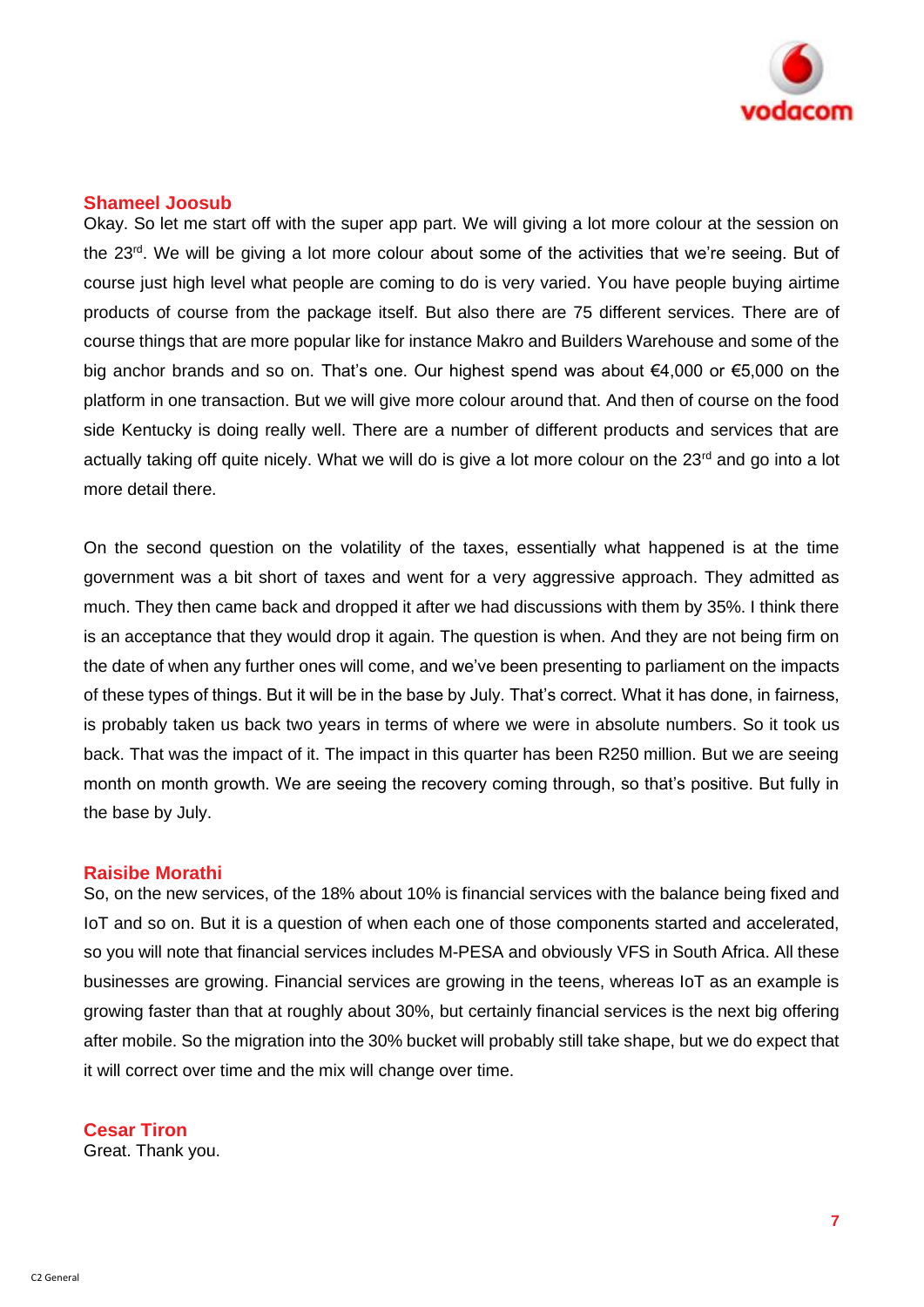**Shameel Joosub**

Okay. So let me start off with the super app part. We will giving a lot more colour at the session on the 23rd. We will be giving a lot more colour about some of the activities that we're seeing. But of course just high level what people are coming to do is very varied. You have people buying airtime products of course from the package itself. But also there are 75 different services. There are of course things that are more popular like for instance Makro and Builders Warehouse and some of the big anchor brands and so on. That's one. Our highest spend was about €4,000 or €5,000 on the platform in one transaction. But we will give more colour around that. And then of course on the food side Kentucky is doing really well. There are a number of different products and services that are actually taking off quite nicely. What we will do is give a lot more colour on the 23rd and go into a lot more detail there.

On the second question on the volatility of the taxes, essentially what happened is at the time government was a bit short of taxes and went for a very aggressive approach. They admitted as much. They then came back and dropped it after we had discussions with them by 35%. I think there is an acceptance that they would drop it again. The question is when. And they are not being firm on the date of when any further ones will come, and we've been presenting to parliament on the impacts of these types of things. But it will be in the base by July. That's correct. What it has done, in fairness, is probably taken us back two years in terms of where we were in absolute numbers. So it took us back. That was the impact of it. The impact in this quarter has been R250 million. But we are seeing month on month growth. We are seeing the recovery coming through, so that's positive. But fully in the base by July.

**Raisibe Morathi**

So, on the new services, of the 18% about 10% is financial services with the balance being fixed and IoT and so on. But it is a question of when each one of those components started and accelerated, so you will note that financial services includes M-PESA and obviously VFS in South Africa. All these businesses are growing. Financial services are growing in the teens, whereas IoT as an example is growing faster than that at roughly about 30%, but certainly financial services is the next big offering after mobile. So the migration into the 30% bucket will probably still take shape, but we do expect that it will correct over time and the mix will change over time.

**Cesar Tiron**

Great. Thank you.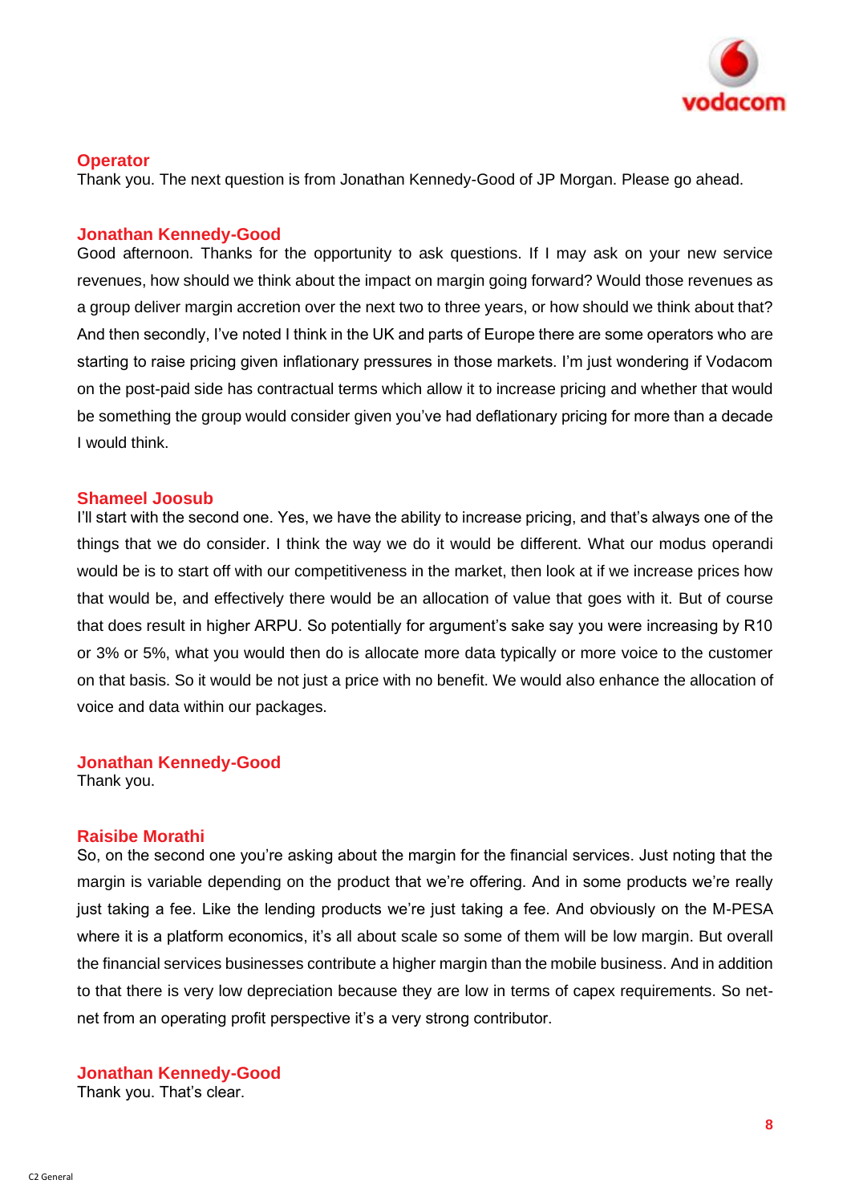**Operator**
Thank you. The next question is from Jonathan Kennedy-Good of JP Morgan. Please go ahead.

**Jonathan Kennedy-Good**
Good afternoon. Thanks for the opportunity to ask questions. If I may ask on your new service revenues, how should we think about the impact on margin going forward? Would those revenues as a group deliver margin accretion over the next two to three years, or how should we think about that? And then secondly, I've noted I think in the UK and parts of Europe there are some operators who are starting to raise pricing given inflationary pressures in those markets. I'm just wondering if Vodacom on the post-paid side has contractual terms which allow it to increase pricing and whether that would be something the group would consider given you've had deflationary pricing for more than a decade I would think.

**Shameel Joosub**
I'll start with the second one. Yes, we have the ability to increase pricing, and that's always one of the things that we do consider. I think the way we do it would be different. What our modus operandi would be is to start off with our competitiveness in the market, then look at if we increase prices how that would be, and effectively there would be an allocation of value that goes with it. But of course that does result in higher ARPU. So potentially for argument's sake say you were increasing by R10 or 3% or 5%, what you would then do is allocate more data typically or more voice to the customer on that basis. So it would be not just a price with no benefit. We would also enhance the allocation of voice and data within our packages.

**Jonathan Kennedy-Good**
Thank you.

**Raisibe Morathi**
So, on the second one you're asking about the margin for the financial services. Just noting that the margin is variable depending on the product that we're offering. And in some products we're really just taking a fee. Like the lending products we're just taking a fee. And obviously on the M-PESA where it is a platform economics, it's all about scale so some of them will be low margin. But overall the financial services businesses contribute a higher margin than the mobile business. And in addition to that there is very low depreciation because they are low in terms of capex requirements. So net-net from an operating profit perspective it's a very strong contributor.

**Jonathan Kennedy-Good**
Thank you. That's clear.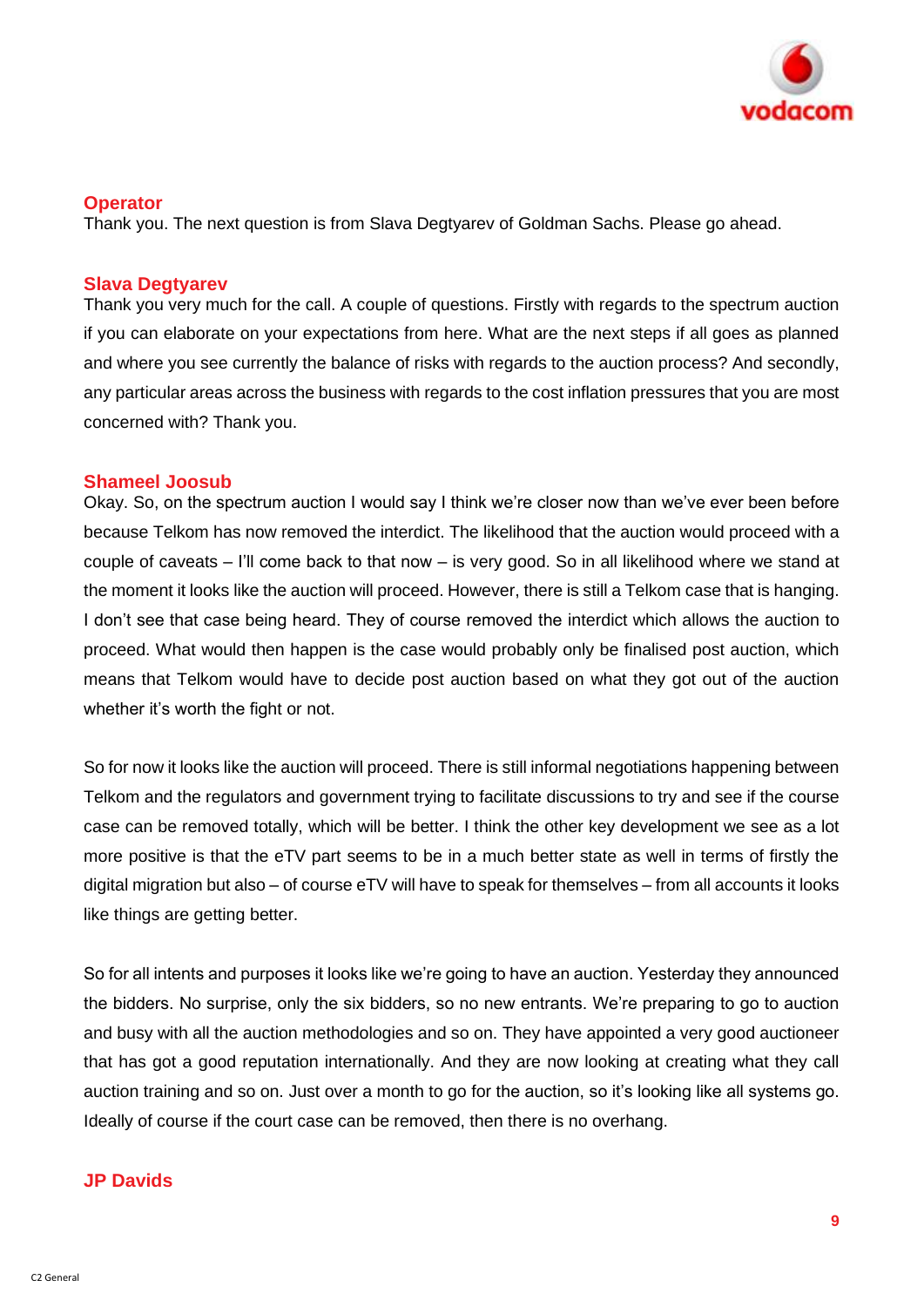**Operator**

Thank you. The next question is from Slava Degtyarev of Goldman Sachs. Please go ahead.

**Slava Degtyarev**

Thank you very much for the call. A couple of questions. Firstly with regards to the spectrum auction if you can elaborate on your expectations from here. What are the next steps if all goes as planned and where you see currently the balance of risks with regards to the auction process? And secondly, any particular areas across the business with regards to the cost inflation pressures that you are most concerned with? Thank you.

**Shameel Joosub**

Okay. So, on the spectrum auction I would say I think we're closer now than we've ever been before because Telkom has now removed the interdict. The likelihood that the auction would proceed with a couple of caveats – I'll come back to that now – is very good. So in all likelihood where we stand at the moment it looks like the auction will proceed. However, there is still a Telkom case that is hanging. I don't see that case being heard. They of course removed the interdict which allows the auction to proceed. What would then happen is the case would probably only be finalised post auction, which means that Telkom would have to decide post auction based on what they got out of the auction whether it's worth the fight or not.

So for now it looks like the auction will proceed. There is still informal negotiations happening between Telkom and the regulators and government trying to facilitate discussions to try and see if the course case can be removed totally, which will be better. I think the other key development we see as a lot more positive is that the eTV part seems to be in a much better state as well in terms of firstly the digital migration but also – of course eTV will have to speak for themselves – from all accounts it looks like things are getting better.

So for all intents and purposes it looks like we're going to have an auction. Yesterday they announced the bidders. No surprise, only the six bidders, so no new entrants. We're preparing to go to auction and busy with all the auction methodologies and so on. They have appointed a very good auctioneer that has got a good reputation internationally. And they are now looking at creating what they call auction training and so on. Just over a month to go for the auction, so it's looking like all systems go. Ideally of course if the court case can be removed, then there is no overhang.

**JP Davids**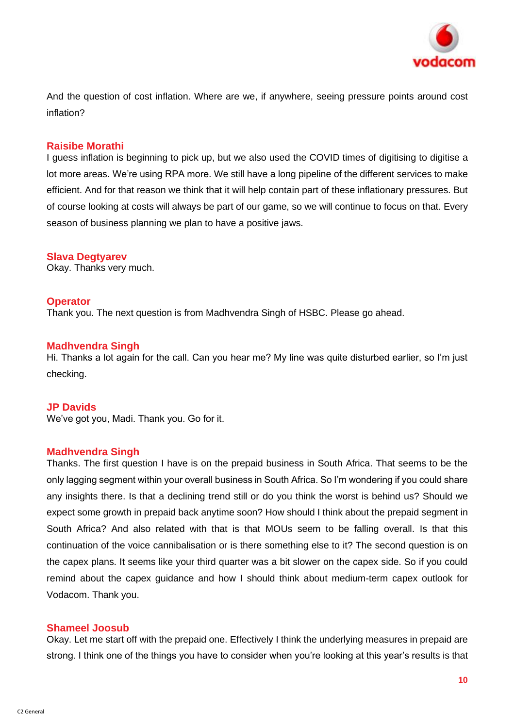And the question of cost inflation. Where are we, if anywhere, seeing pressure points around cost inflation?

**Raisibe Morathi**
I guess inflation is beginning to pick up, but we also used the COVID times of digitising to digitise a lot more areas. We're using RPA more. We still have a long pipeline of the different services to make efficient. And for that reason we think that it will help contain part of these inflationary pressures. But of course looking at costs will always be part of our game, so we will continue to focus on that. Every season of business planning we plan to have a positive jaws.

**Slava Degtyarev**
Okay. Thanks very much.

**Operator**
Thank you. The next question is from Madhvendra Singh of HSBC. Please go ahead.

**Madhvendra Singh**
Hi. Thanks a lot again for the call. Can you hear me? My line was quite disturbed earlier, so I'm just checking.

**JP Davids**
We've got you, Madi. Thank you. Go for it.

**Madhvendra Singh**
Thanks. The first question I have is on the prepaid business in South Africa. That seems to be the only lagging segment within your overall business in South Africa. So I'm wondering if you could share any insights there. Is that a declining trend still or do you think the worst is behind us? Should we expect some growth in prepaid back anytime soon? How should I think about the prepaid segment in South Africa? And also related with that is that MOUs seem to be falling overall. Is that this continuation of the voice cannibalisation or is there something else to it? The second question is on the capex plans. It seems like your third quarter was a bit slower on the capex side. So if you could remind about the capex guidance and how I should think about medium-term capex outlook for Vodacom. Thank you.

**Shameel Joosub**
Okay. Let me start off with the prepaid one. Effectively I think the underlying measures in prepaid are strong. I think one of the things you have to consider when you're looking at this year's results is that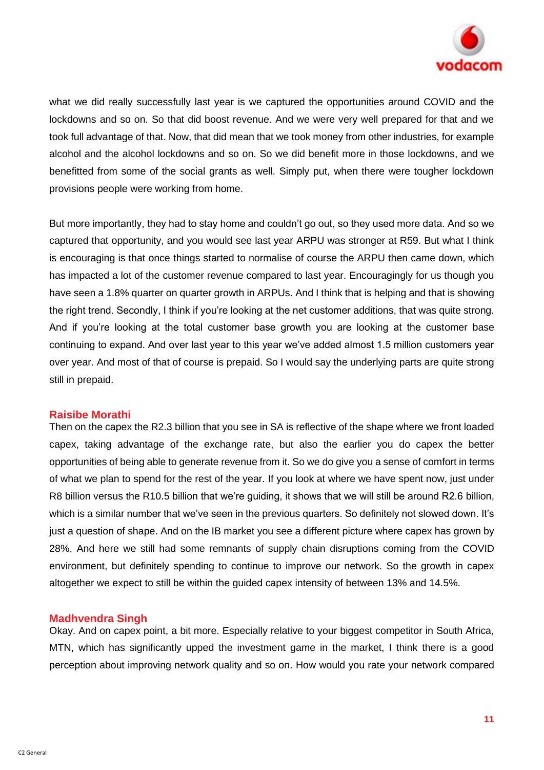what we did really successfully last year is we captured the opportunities around COVID and the lockdowns and so on. So that did boost revenue. And we were very well prepared for that and we took full advantage of that. Now, that did mean that we took money from other industries, for example alcohol and the alcohol lockdowns and so on. So we did benefit more in those lockdowns, and we benefitted from some of the social grants as well. Simply put, when there were tougher lockdown provisions people were working from home.

But more importantly, they had to stay home and couldn't go out, so they used more data. And so we captured that opportunity, and you would see last year ARPU was stronger at R59. But what I think is encouraging is that once things started to normalise of course the ARPU then came down, which has impacted a lot of the customer revenue compared to last year. Encouragingly for us though you have seen a 1.8% quarter on quarter growth in ARPUs. And I think that is helping and that is showing the right trend. Secondly, I think if you're looking at the net customer additions, that was quite strong. And if you're looking at the total customer base growth you are looking at the customer base continuing to expand. And over last year to this year we've added almost 1.5 million customers year over year. And most of that of course is prepaid. So I would say the underlying parts are quite strong still in prepaid.

**Raisibe Morathi**

Then on the capex the R2.3 billion that you see in SA is reflective of the shape where we front loaded capex, taking advantage of the exchange rate, but also the earlier you do capex the better opportunities of being able to generate revenue from it. So we do give you a sense of comfort in terms of what we plan to spend for the rest of the year. If you look at where we have spent now, just under R8 billion versus the R10.5 billion that we're guiding, it shows that we will still be around R2.6 billion, which is a similar number that we've seen in the previous quarters. So definitely not slowed down. It's just a question of shape. And on the IB market you see a different picture where capex has grown by 28%. And here we still had some remnants of supply chain disruptions coming from the COVID environment, but definitely spending to continue to improve our network. So the growth in capex altogether we expect to still be within the guided capex intensity of between 13% and 14.5%.

**Madhvendra Singh**

Okay. And on capex point, a bit more. Especially relative to your biggest competitor in South Africa, MTN, which has significantly upped the investment game in the market, I think there is a good perception about improving network quality and so on. How would you rate your network compared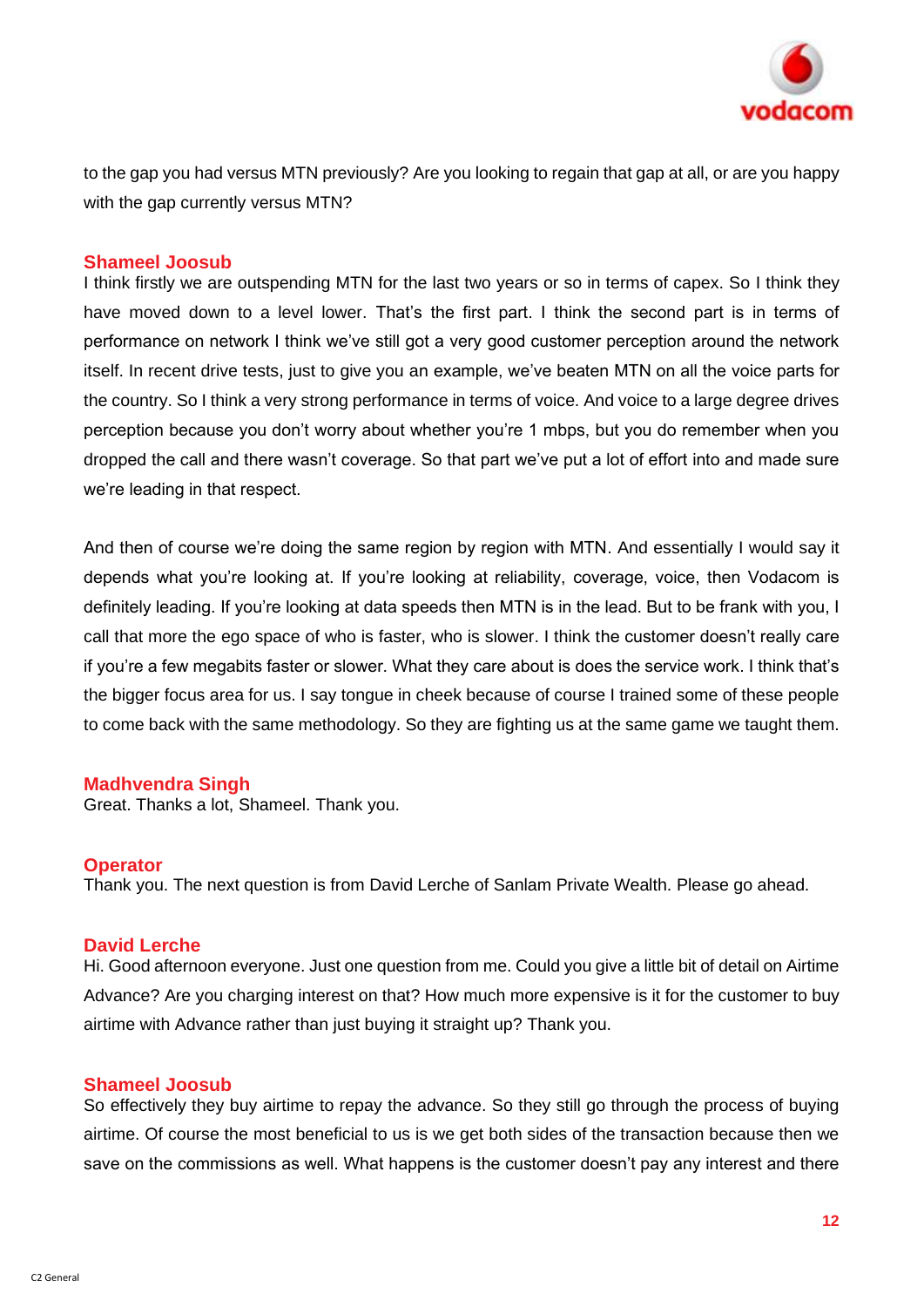to the gap you had versus MTN previously? Are you looking to regain that gap at all, or are you happy with the gap currently versus MTN?

**Shameel Joosub**
I think firstly we are outspending MTN for the last two years or so in terms of capex. So I think they have moved down to a level lower. That's the first part. I think the second part is in terms of performance on network I think we've still got a very good customer perception around the network itself. In recent drive tests, just to give you an example, we've beaten MTN on all the voice parts for the country. So I think a very strong performance in terms of voice. And voice to a large degree drives perception because you don't worry about whether you're 1 mbps, but you do remember when you dropped the call and there wasn't coverage. So that part we've put a lot of effort into and made sure we're leading in that respect.

And then of course we're doing the same region by region with MTN. And essentially I would say it depends what you're looking at. If you're looking at reliability, coverage, voice, then Vodacom is definitely leading. If you're looking at data speeds then MTN is in the lead. But to be frank with you, I call that more the ego space of who is faster, who is slower. I think the customer doesn't really care if you're a few megabits faster or slower. What they care about is does the service work. I think that's the bigger focus area for us. I say tongue in cheek because of course I trained some of these people to come back with the same methodology. So they are fighting us at the same game we taught them.

**Madhvendra Singh**
Great. Thanks a lot, Shameel. Thank you.

**Operator**
Thank you. The next question is from David Lerche of Sanlam Private Wealth. Please go ahead.

**David Lerche**
Hi. Good afternoon everyone. Just one question from me. Could you give a little bit of detail on Airtime Advance? Are you charging interest on that? How much more expensive is it for the customer to buy airtime with Advance rather than just buying it straight up? Thank you.

**Shameel Joosub**
So effectively they buy airtime to repay the advance. So they still go through the process of buying airtime. Of course the most beneficial to us is we get both sides of the transaction because then we save on the commissions as well. What happens is the customer doesn't pay any interest and there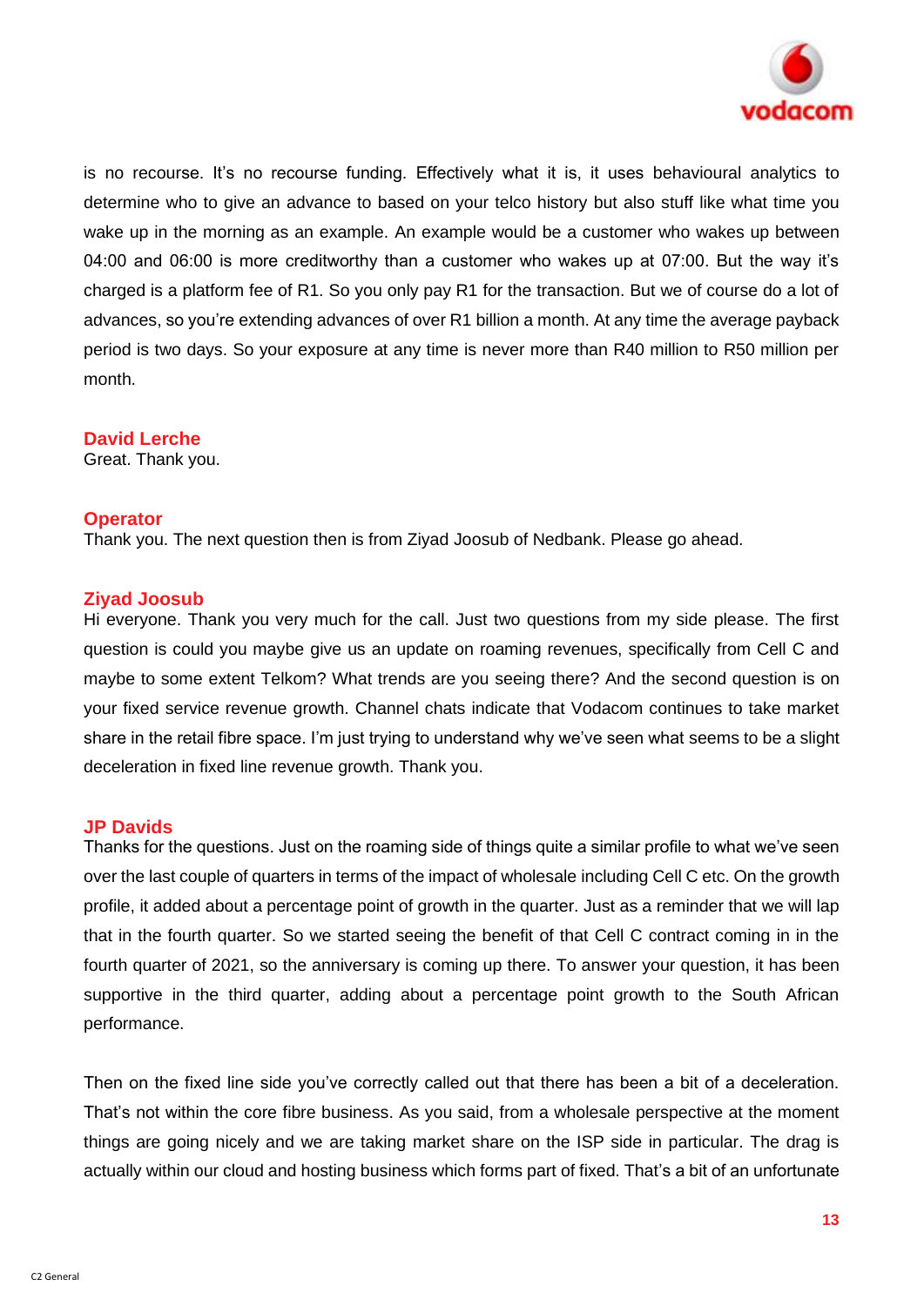is no recourse. It's no recourse funding. Effectively what it is, it uses behavioural analytics to determine who to give an advance to based on your telco history but also stuff like what time you wake up in the morning as an example. An example would be a customer who wakes up between 04:00 and 06:00 is more creditworthy than a customer who wakes up at 07:00. But the way it's charged is a platform fee of R1. So you only pay R1 for the transaction. But we of course do a lot of advances, so you're extending advances of over R1 billion a month. At any time the average payback period is two days. So your exposure at any time is never more than R40 million to R50 million per month.

**David Lerche**
Great. Thank you.

**Operator**
Thank you. The next question then is from Ziyad Joosub of Nedbank. Please go ahead.

**Ziyad Joosub**
Hi everyone. Thank you very much for the call. Just two questions from my side please. The first question is could you maybe give us an update on roaming revenues, specifically from Cell C and maybe to some extent Telkom? What trends are you seeing there? And the second question is on your fixed service revenue growth. Channel chats indicate that Vodacom continues to take market share in the retail fibre space. I'm just trying to understand why we've seen what seems to be a slight deceleration in fixed line revenue growth. Thank you.

**JP Davids**
Thanks for the questions. Just on the roaming side of things quite a similar profile to what we've seen over the last couple of quarters in terms of the impact of wholesale including Cell C etc. On the growth profile, it added about a percentage point of growth in the quarter. Just as a reminder that we will lap that in the fourth quarter. So we started seeing the benefit of that Cell C contract coming in in the fourth quarter of 2021, so the anniversary is coming up there. To answer your question, it has been supportive in the third quarter, adding about a percentage point growth to the South African performance.

Then on the fixed line side you've correctly called out that there has been a bit of a deceleration. That's not within the core fibre business. As you said, from a wholesale perspective at the moment things are going nicely and we are taking market share on the ISP side in particular. The drag is actually within our cloud and hosting business which forms part of fixed. That's a bit of an unfortunate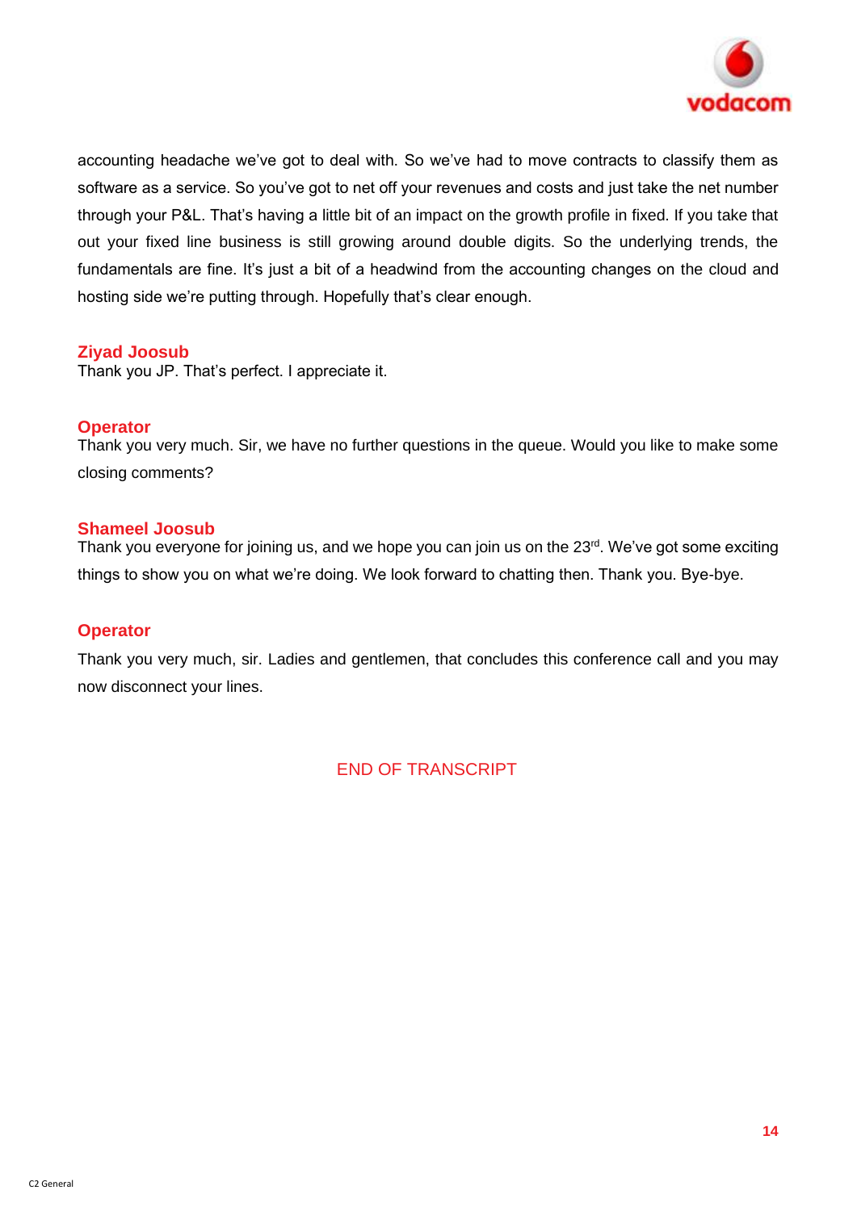accounting headache we've got to deal with. So we've had to move contracts to classify them as software as a service. So you've got to net off your revenues and costs and just take the net number through your P&L. That's having a little bit of an impact on the growth profile in fixed. If you take that out your fixed line business is still growing around double digits. So the underlying trends, the fundamentals are fine. It's just a bit of a headwind from the accounting changes on the cloud and hosting side we're putting through. Hopefully that's clear enough.

**Ziyad Joosub**
Thank you JP. That's perfect. I appreciate it.

**Operator**
Thank you very much. Sir, we have no further questions in the queue. Would you like to make some closing comments?

**Shameel Joosub**
Thank you everyone for joining us, and we hope you can join us on the 23rd. We've got some exciting things to show you on what we're doing. We look forward to chatting then. Thank you. Bye-bye.

**Operator**

Thank you very much, sir. Ladies and gentlemen, that concludes this conference call and you may now disconnect your lines.

END OF TRANSCRIPT